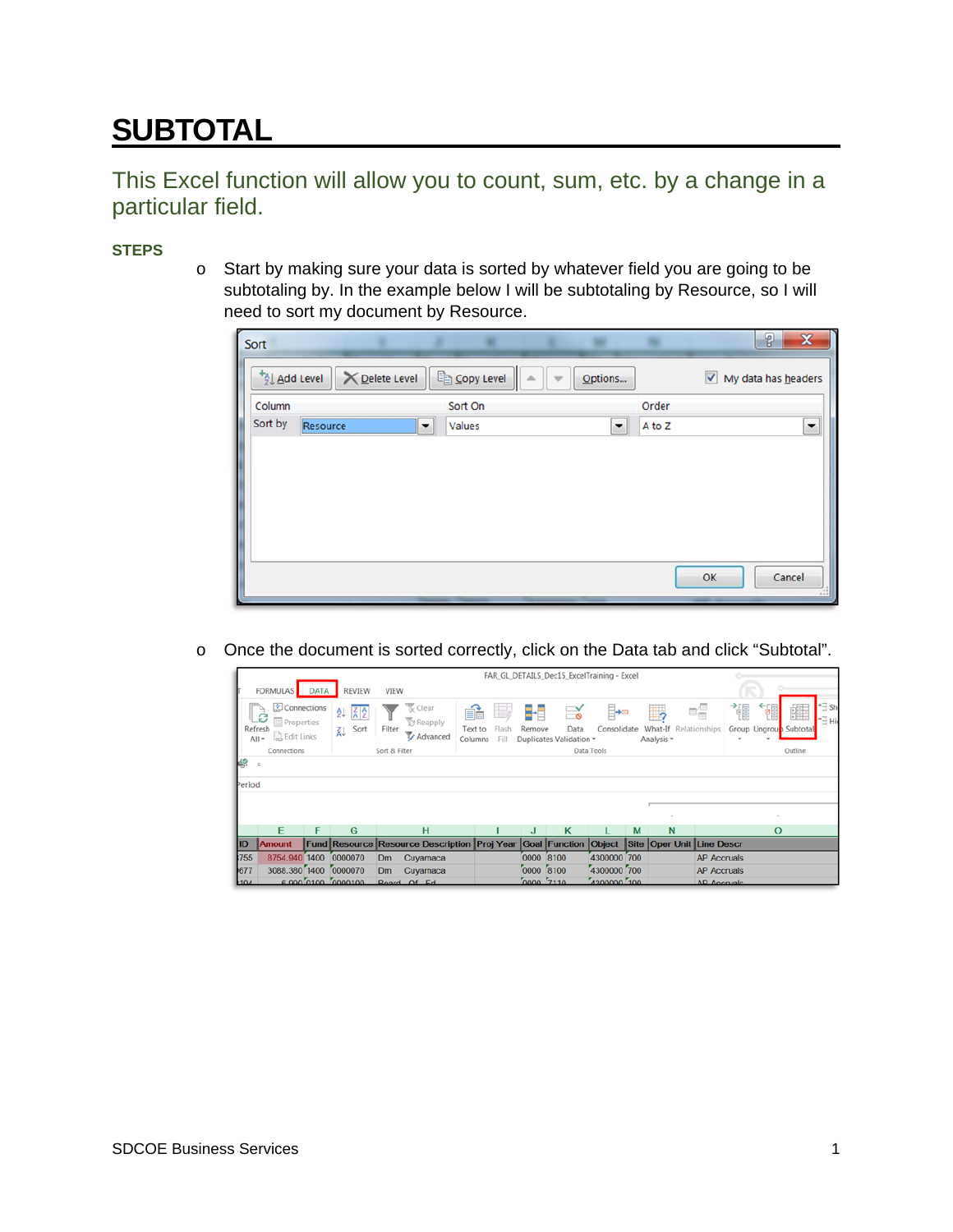# SUBTOTAL

## This Excel function will allow you to count, sum, etc. by a change in a particular field.

### STEPS

- Start by making sure your data is sorted by whatever field you are going to be subtotaling by. In the example below I will be subtotaling by Resource, so I will need to sort my document by Resource.

- Once the document is sorted correctly, click on the Data tab and click "Subtotal".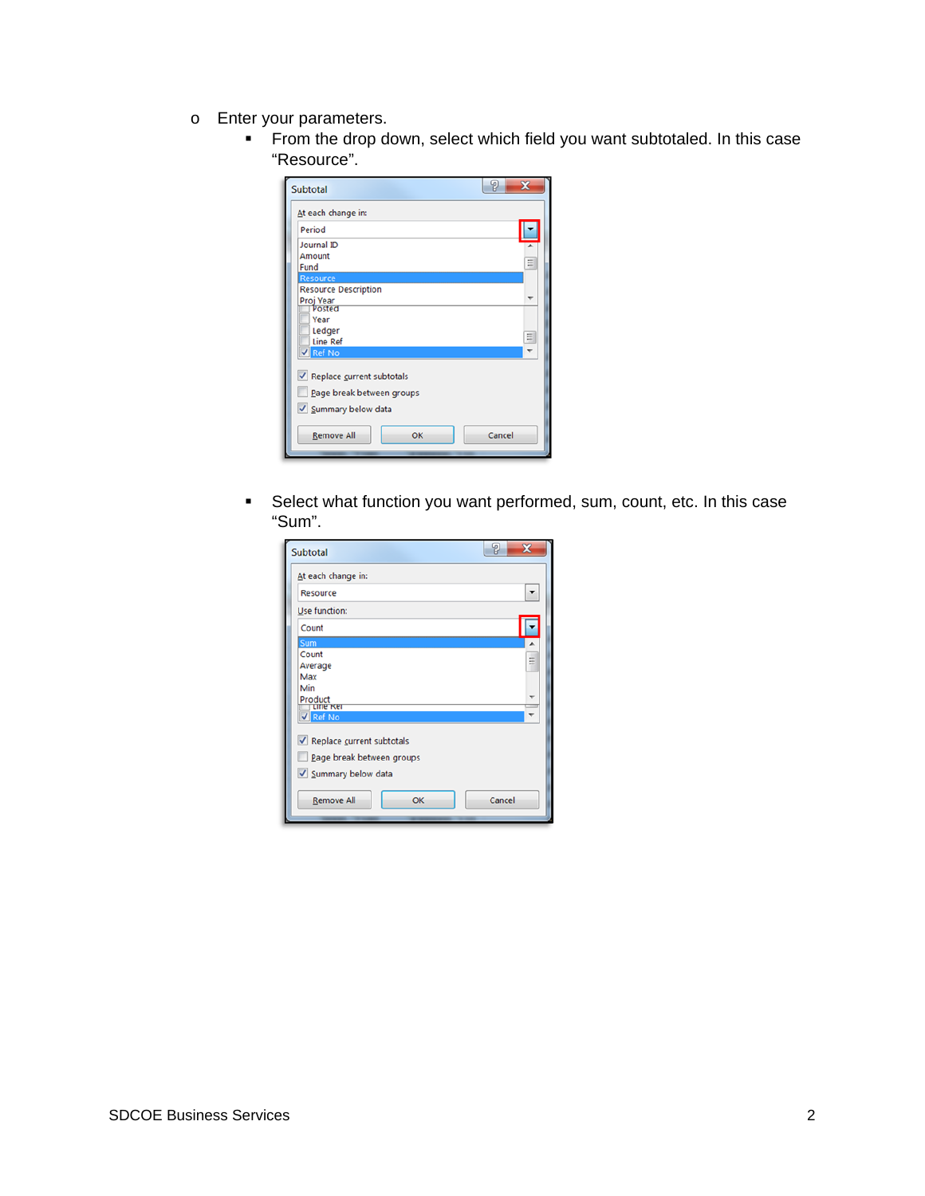- Enter your parameters.
  - From the drop down, select which field you want subtotaled. In this case "Resource".

  - Select what function you want performed, sum, count, etc. In this case "Sum".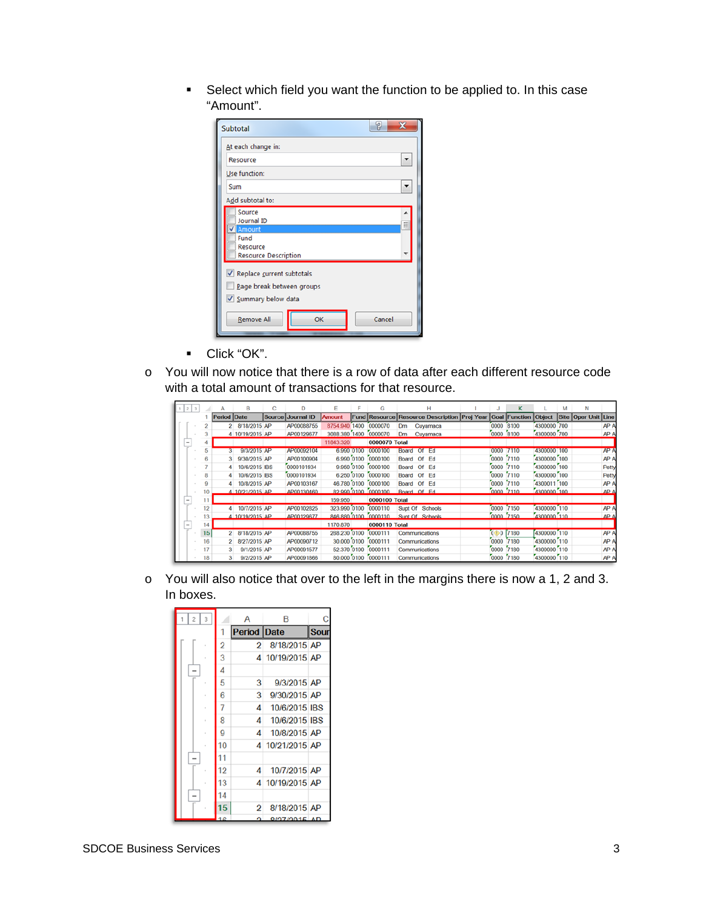- Select which field you want the function to be applied to. In this case "Amount".

- Click "OK".

- You will now notice that there is a row of data after each different resource code with a total amount of transactions for that resource.

- You will also notice that over to the left in the margins there is now a 1, 2 and 3. In boxes.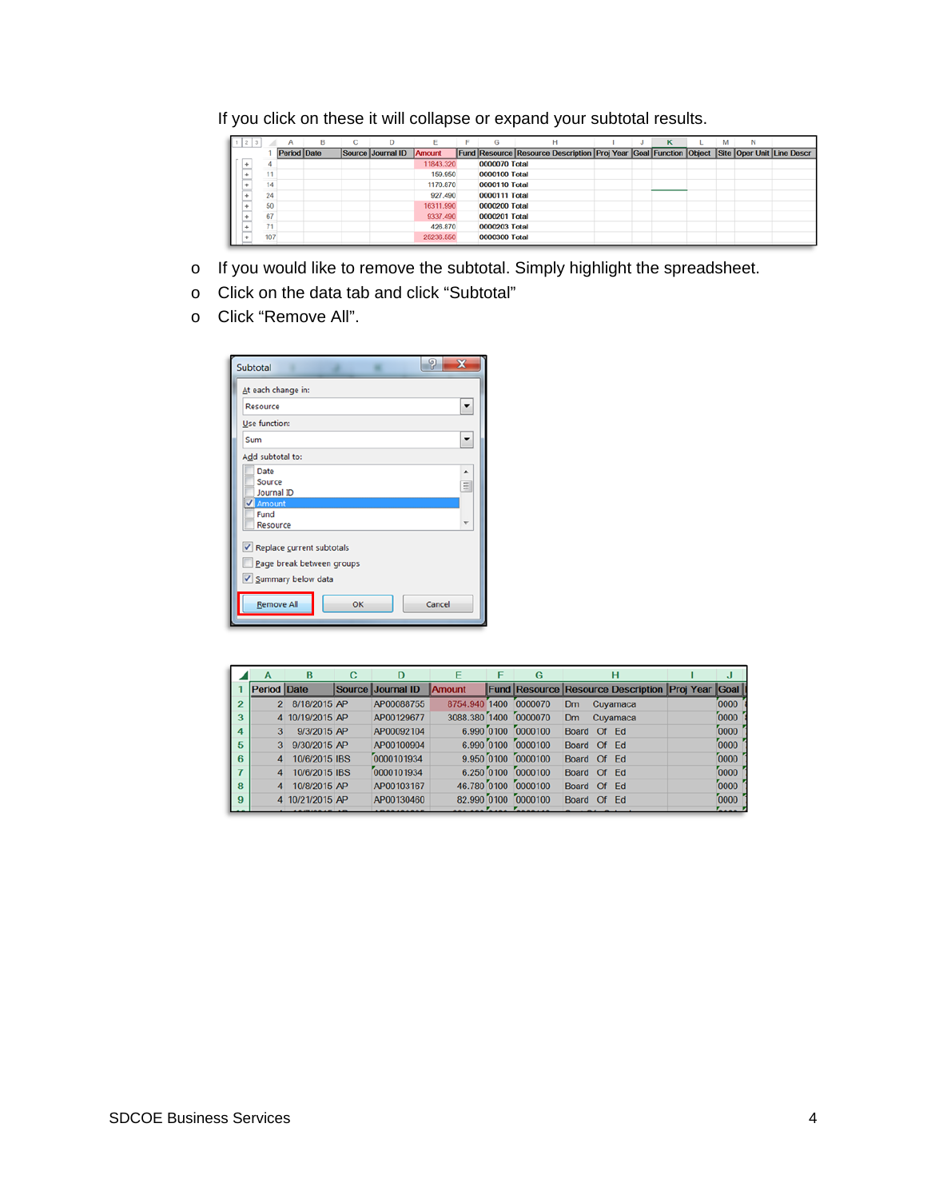If you click on these it will collapse or expand your subtotal results.

| | A | B | C | D | E | F | G | H | I | J | K | L | M | N |
|---|---|---|---|---|---|---|---|---|---|---|---|---|---|---|
| 1 | Period | Date | Source | Journal ID | Amount | Fund | Resource | Resource Description | Proj Year | Goal | Function | Object | Site | Oper Unit | Line Descr |
| 4 | | | | | 11843.320 | | 0000070 Total | | | | | | | |
| 11 | | | | | 159.950 | | 0000100 Total | | | | | | | |
| 14 | | | | | 1170.870 | | 0000110 Total | | | | | | | |
| 24 | | | | | 927.490 | | 0000111 Total | | | | | | | |
| 50 | | | | | 16311.990 | | 0000200 Total | | | | | | | |
| 67 | | | | | 9337.490 | | 0000201 Total | | | | | | | |
| 71 | | | | | 426.870 | | 0000203 Total | | | | | | | |
| 107 | | | | | 26236.550 | | 0000300 Total | | | | | | | |

- If you would like to remove the subtotal. Simply highlight the spreadsheet.
- Click on the data tab and click “Subtotal”
- Click “Remove All”.

Subtotal

At each change in: Resource

Use function: Sum

Add subtotal to:
- Date
- Source
- Journal ID
- ☑ Amount
- Fund
- Resource

☑ Replace current subtotals
☐ Page break between groups
☑ Summary below data

Remove All | OK | Cancel

| | A | B | C | D | E | F | G | H | I | J |
|---|---|---|---|---|---|---|---|---|---|---|
| 1 | Period | Date | Source | Journal ID | Amount | Fund | Resource | Resource Description | Proj Year | Goal |
| 2 | 2 | 8/18/2015 | AP | AP00088755 | 8754.940 | 1400 | 0000070 | Dm Cuyamaca | | 0000 |
| 3 | 4 | 10/19/2015 | AP | AP00129677 | 3088.380 | 1400 | 0000070 | Dm Cuyamaca | | 0000 |
| 4 | 3 | 9/3/2015 | AP | AP00092104 | 6.990 | 0100 | 0000100 | Board Of Ed | | 0000 |
| 5 | 3 | 9/30/2015 | AP | AP00100904 | 6.990 | 0100 | 0000100 | Board Of Ed | | 0000 |
| 6 | 4 | 10/6/2015 | IBS | 0000101934 | 9.950 | 0100 | 0000100 | Board Of Ed | | 0000 |
| 7 | 4 | 10/6/2015 | IBS | 0000101934 | 6.250 | 0100 | 0000100 | Board Of Ed | | 0000 |
| 8 | 4 | 10/8/2015 | AP | AP00103187 | 46.780 | 0100 | 0000100 | Board Of Ed | | 0000 |
| 9 | 4 | 10/21/2015 | AP | AP00130460 | 82.990 | 0100 | 0000100 | Board Of Ed | | 0000 |